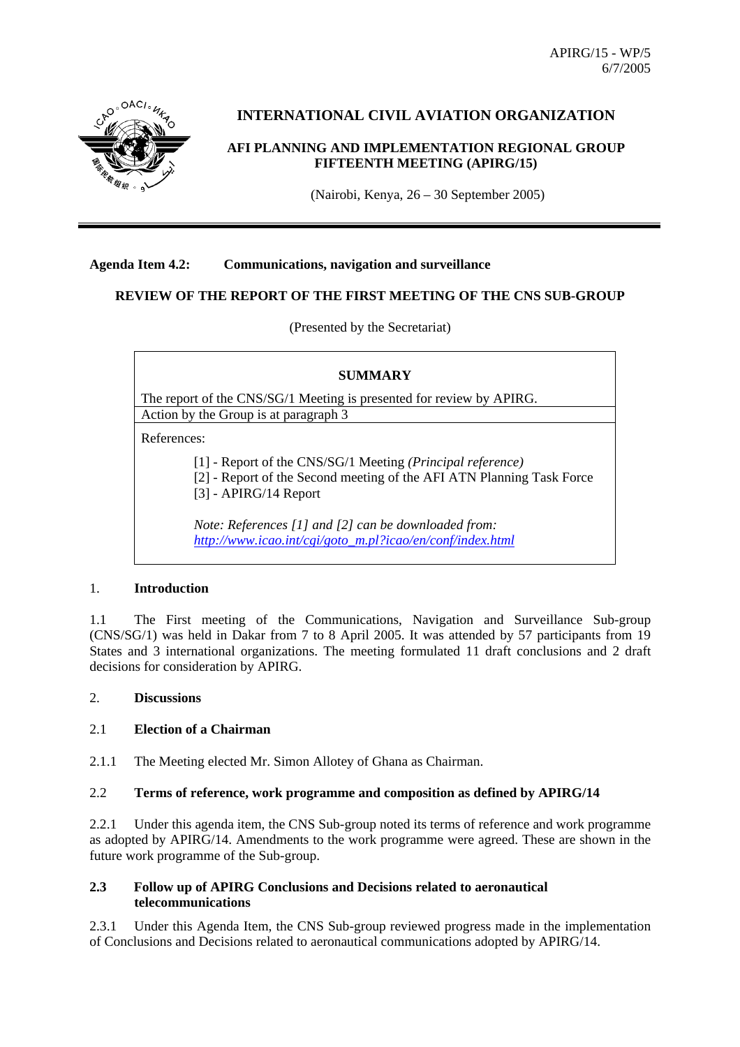APIRG/15 - WP/5
6/7/2005

# INTERNATIONAL CIVIL AVIATION ORGANIZATION

## AFI PLANNING AND IMPLEMENTATION REGIONAL GROUP FIFTEENTH MEETING (APIRG/15)

(Nairobi, Kenya, 26 – 30 September 2005)

---

**Agenda Item 4.2: Communications, navigation and surveillance**

**REVIEW OF THE REPORT OF THE FIRST MEETING OF THE CNS SUB-GROUP**

(Presented by the Secretariat)

> **SUMMARY**
>
> The report of the CNS/SG/1 Meeting is presented for review by APIRG.
>
> Action by the Group is at paragraph 3
>
> References:
>
> [1] - Report of the CNS/SG/1 Meeting *(Principal reference)*
> [2] - Report of the Second meeting of the AFI ATN Planning Task Force
> [3] - APIRG/14 Report
>
> *Note: References [1] and [2] can be downloaded from: http://www.icao.int/cgi/goto_m.pl?icao/en/conf/index.html*

### 1. Introduction

1.1 The First meeting of the Communications, Navigation and Surveillance Sub-group (CNS/SG/1) was held in Dakar from 7 to 8 April 2005. It was attended by 57 participants from 19 States and 3 international organizations. The meeting formulated 11 draft conclusions and 2 draft decisions for consideration by APIRG.

### 2. Discussions

#### 2.1 Election of a Chairman

2.1.1 The Meeting elected Mr. Simon Allotey of Ghana as Chairman.

#### 2.2 Terms of reference, work programme and composition as defined by APIRG/14

2.2.1 Under this agenda item, the CNS Sub-group noted its terms of reference and work programme as adopted by APIRG/14. Amendments to the work programme were agreed. These are shown in the future work programme of the Sub-group.

#### 2.3 Follow up of APIRG Conclusions and Decisions related to aeronautical telecommunications

2.3.1 Under this Agenda Item, the CNS Sub-group reviewed progress made in the implementation of Conclusions and Decisions related to aeronautical communications adopted by APIRG/14.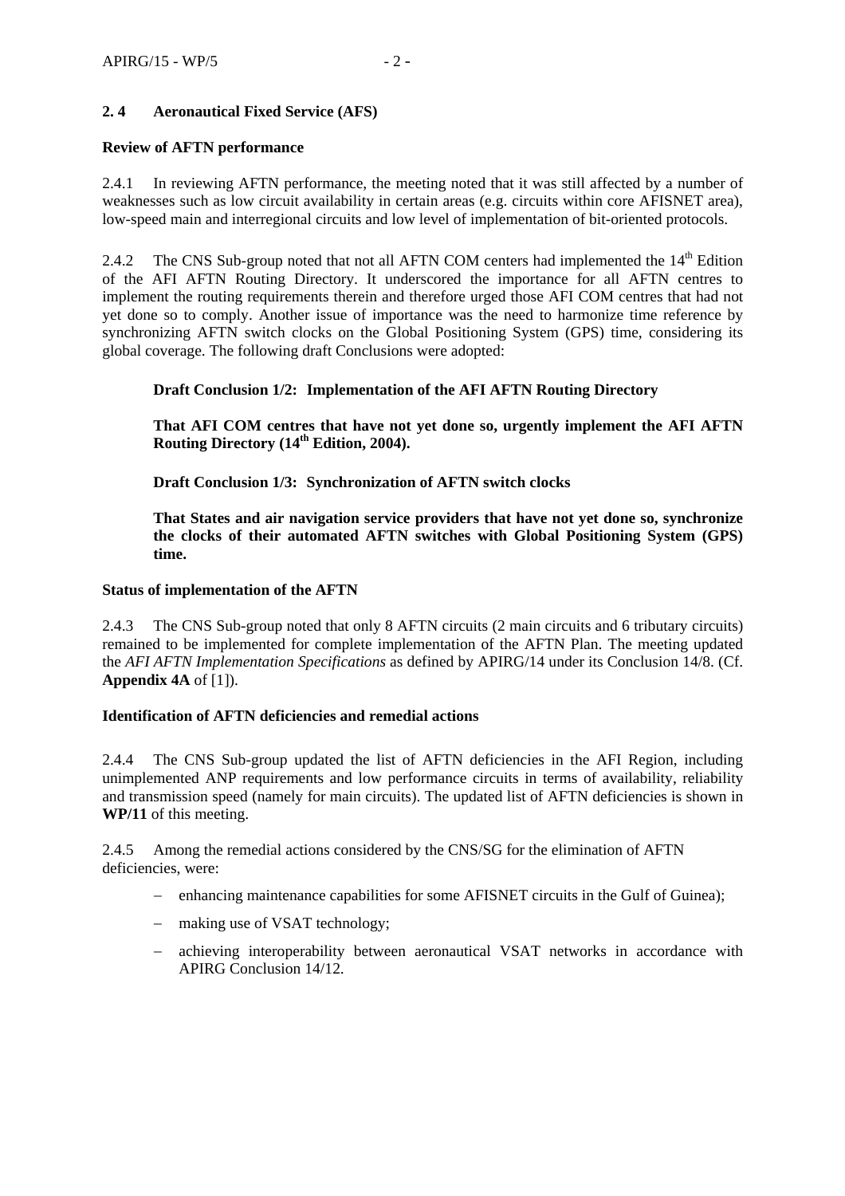## 2.4 Aeronautical Fixed Service (AFS)

**Review of AFTN performance**

2.4.1 In reviewing AFTN performance, the meeting noted that it was still affected by a number of weaknesses such as low circuit availability in certain areas (e.g. circuits within core AFISNET area), low-speed main and interregional circuits and low level of implementation of bit-oriented protocols.

2.4.2 The CNS Sub-group noted that not all AFTN COM centers had implemented the 14th Edition of the AFI AFTN Routing Directory. It underscored the importance for all AFTN centres to implement the routing requirements therein and therefore urged those AFI COM centres that had not yet done so to comply. Another issue of importance was the need to harmonize time reference by synchronizing AFTN switch clocks on the Global Positioning System (GPS) time, considering its global coverage. The following draft Conclusions were adopted:

> **Draft Conclusion 1/2: Implementation of the AFI AFTN Routing Directory**
>
> **That AFI COM centres that have not yet done so, urgently implement the AFI AFTN Routing Directory (14th Edition, 2004).**
>
> **Draft Conclusion 1/3: Synchronization of AFTN switch clocks**
>
> **That States and air navigation service providers that have not yet done so, synchronize the clocks of their automated AFTN switches with Global Positioning System (GPS) time.**

**Status of implementation of the AFTN**

2.4.3 The CNS Sub-group noted that only 8 AFTN circuits (2 main circuits and 6 tributary circuits) remained to be implemented for complete implementation of the AFTN Plan. The meeting updated the *AFI AFTN Implementation Specifications* as defined by APIRG/14 under its Conclusion 14/8. (Cf. **Appendix 4A** of [1]).

**Identification of AFTN deficiencies and remedial actions**

2.4.4 The CNS Sub-group updated the list of AFTN deficiencies in the AFI Region, including unimplemented ANP requirements and low performance circuits in terms of availability, reliability and transmission speed (namely for main circuits). The updated list of AFTN deficiencies is shown in **WP/11** of this meeting.

2.4.5 Among the remedial actions considered by the CNS/SG for the elimination of AFTN deficiencies, were:

- enhancing maintenance capabilities for some AFISNET circuits in the Gulf of Guinea);
- making use of VSAT technology;
- achieving interoperability between aeronautical VSAT networks in accordance with APIRG Conclusion 14/12.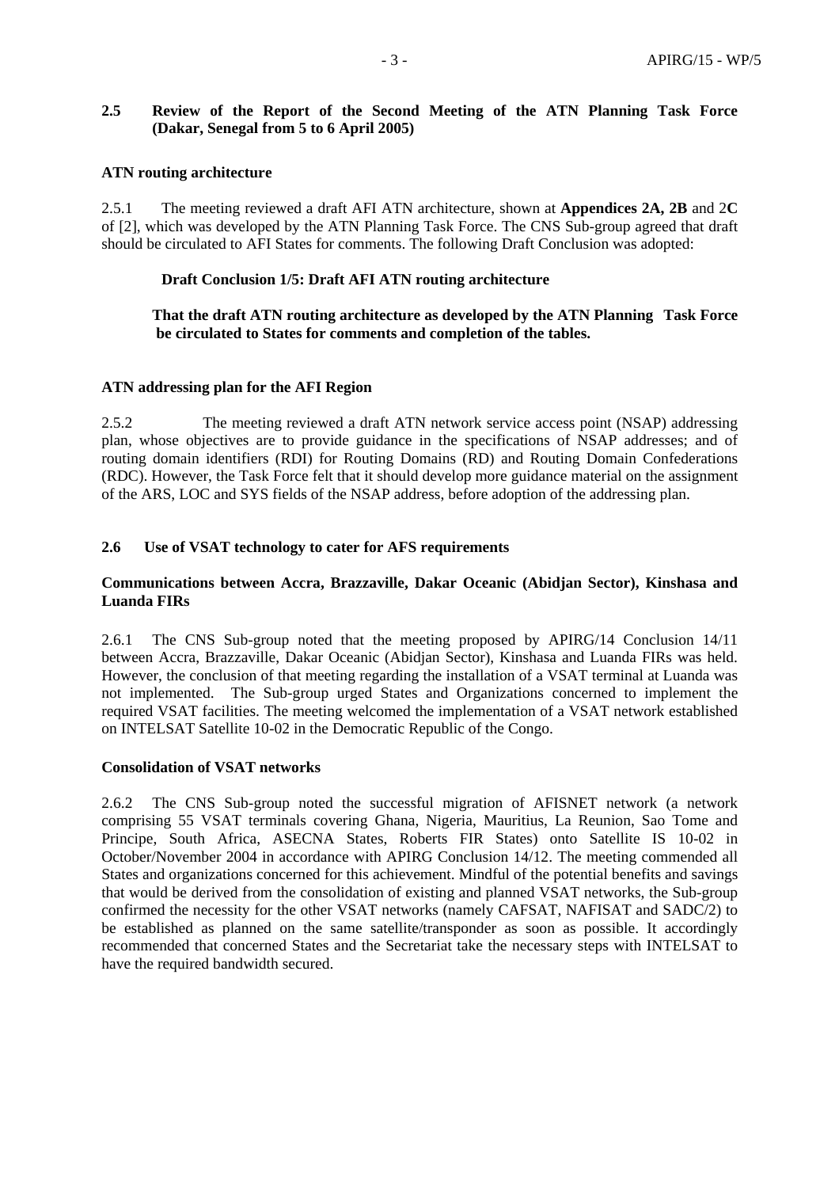**2.5 Review of the Report of the Second Meeting of the ATN Planning Task Force (Dakar, Senegal from 5 to 6 April 2005)**

**ATN routing architecture**

2.5.1 The meeting reviewed a draft AFI ATN architecture, shown at **Appendices 2A, 2B** and 2**C** of [2], which was developed by the ATN Planning Task Force. The CNS Sub-group agreed that draft should be circulated to AFI States for comments. The following Draft Conclusion was adopted:

**Draft Conclusion 1/5: Draft AFI ATN routing architecture**

**That the draft ATN routing architecture as developed by the ATN Planning Task Force be circulated to States for comments and completion of the tables.**

**ATN addressing plan for the AFI Region**

2.5.2 The meeting reviewed a draft ATN network service access point (NSAP) addressing plan, whose objectives are to provide guidance in the specifications of NSAP addresses; and of routing domain identifiers (RDI) for Routing Domains (RD) and Routing Domain Confederations (RDC). However, the Task Force felt that it should develop more guidance material on the assignment of the ARS, LOC and SYS fields of the NSAP address, before adoption of the addressing plan.

**2.6 Use of VSAT technology to cater for AFS requirements**

**Communications between Accra, Brazzaville, Dakar Oceanic (Abidjan Sector), Kinshasa and Luanda FIRs**

2.6.1 The CNS Sub-group noted that the meeting proposed by APIRG/14 Conclusion 14/11 between Accra, Brazzaville, Dakar Oceanic (Abidjan Sector), Kinshasa and Luanda FIRs was held. However, the conclusion of that meeting regarding the installation of a VSAT terminal at Luanda was not implemented. The Sub-group urged States and Organizations concerned to implement the required VSAT facilities. The meeting welcomed the implementation of a VSAT network established on INTELSAT Satellite 10-02 in the Democratic Republic of the Congo.

**Consolidation of VSAT networks**

2.6.2 The CNS Sub-group noted the successful migration of AFISNET network (a network comprising 55 VSAT terminals covering Ghana, Nigeria, Mauritius, La Reunion, Sao Tome and Principe, South Africa, ASECNA States, Roberts FIR States) onto Satellite IS 10-02 in October/November 2004 in accordance with APIRG Conclusion 14/12. The meeting commended all States and organizations concerned for this achievement. Mindful of the potential benefits and savings that would be derived from the consolidation of existing and planned VSAT networks, the Sub-group confirmed the necessity for the other VSAT networks (namely CAFSAT, NAFISAT and SADC/2) to be established as planned on the same satellite/transponder as soon as possible. It accordingly recommended that concerned States and the Secretariat take the necessary steps with INTELSAT to have the required bandwidth secured.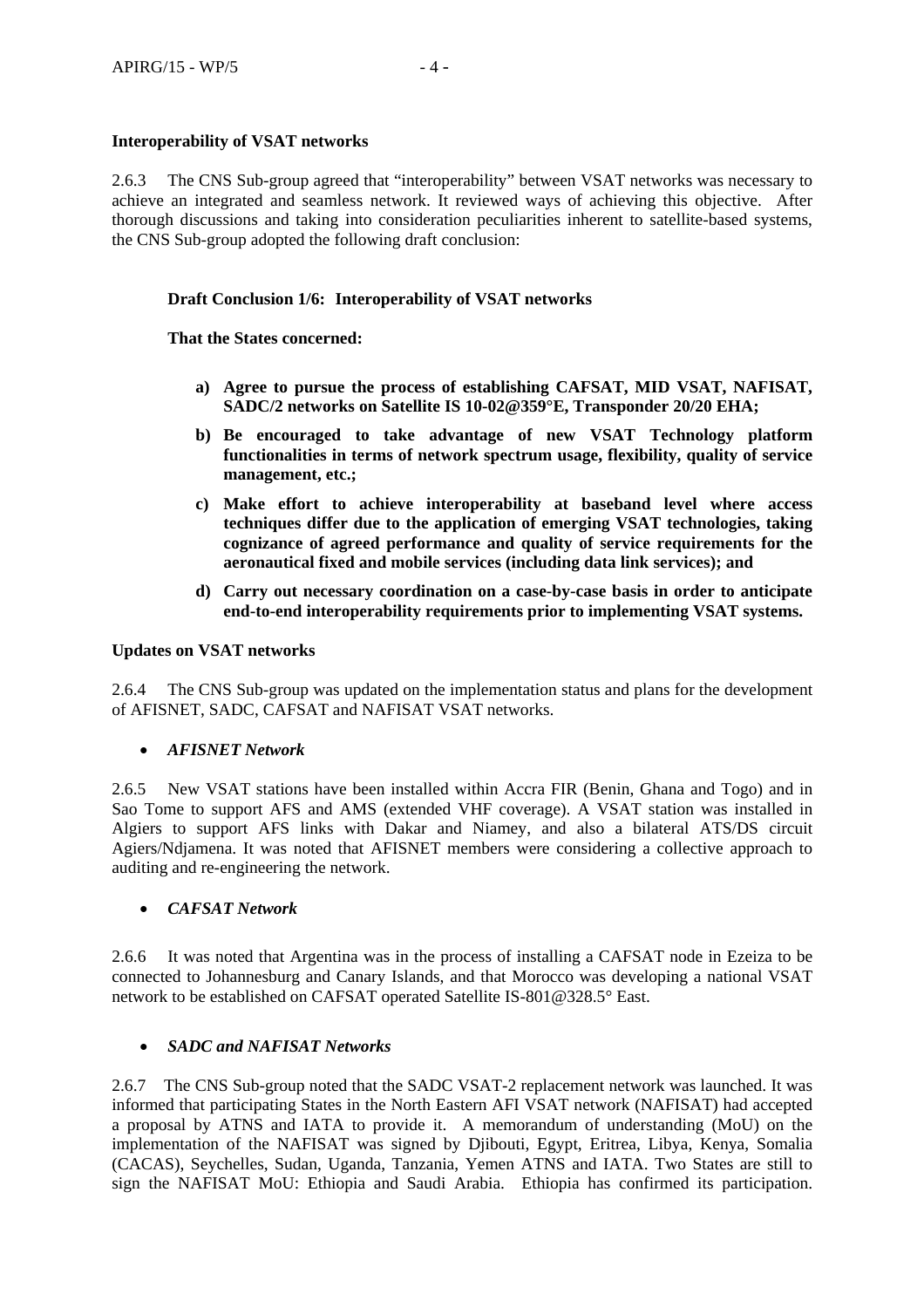**Interoperability of VSAT networks**

2.6.3 The CNS Sub-group agreed that "interoperability" between VSAT networks was necessary to achieve an integrated and seamless network. It reviewed ways of achieving this objective. After thorough discussions and taking into consideration peculiarities inherent to satellite-based systems, the CNS Sub-group adopted the following draft conclusion:

**Draft Conclusion 1/6: Interoperability of VSAT networks**

**That the States concerned:**

- **a) Agree to pursue the process of establishing CAFSAT, MID VSAT, NAFISAT, SADC/2 networks on Satellite IS 10-02@359°E, Transponder 20/20 EHA;**
- **b) Be encouraged to take advantage of new VSAT Technology platform functionalities in terms of network spectrum usage, flexibility, quality of service management, etc.;**
- **c) Make effort to achieve interoperability at baseband level where access techniques differ due to the application of emerging VSAT technologies, taking cognizance of agreed performance and quality of service requirements for the aeronautical fixed and mobile services (including data link services); and**
- **d) Carry out necessary coordination on a case-by-case basis in order to anticipate end-to-end interoperability requirements prior to implementing VSAT systems.**

**Updates on VSAT networks**

2.6.4 The CNS Sub-group was updated on the implementation status and plans for the development of AFISNET, SADC, CAFSAT and NAFISAT VSAT networks.

- ***AFISNET Network***

2.6.5 New VSAT stations have been installed within Accra FIR (Benin, Ghana and Togo) and in Sao Tome to support AFS and AMS (extended VHF coverage). A VSAT station was installed in Algiers to support AFS links with Dakar and Niamey, and also a bilateral ATS/DS circuit Agiers/Ndjamena. It was noted that AFISNET members were considering a collective approach to auditing and re-engineering the network.

- ***CAFSAT Network***

2.6.6 It was noted that Argentina was in the process of installing a CAFSAT node in Ezeiza to be connected to Johannesburg and Canary Islands, and that Morocco was developing a national VSAT network to be established on CAFSAT operated Satellite IS-801@328.5° East.

- ***SADC and NAFISAT Networks***

2.6.7 The CNS Sub-group noted that the SADC VSAT-2 replacement network was launched. It was informed that participating States in the North Eastern AFI VSAT network (NAFISAT) had accepted a proposal by ATNS and IATA to provide it. A memorandum of understanding (MoU) on the implementation of the NAFISAT was signed by Djibouti, Egypt, Eritrea, Libya, Kenya, Somalia (CACAS), Seychelles, Sudan, Uganda, Tanzania, Yemen ATNS and IATA. Two States are still to sign the NAFISAT MoU: Ethiopia and Saudi Arabia. Ethiopia has confirmed its participation.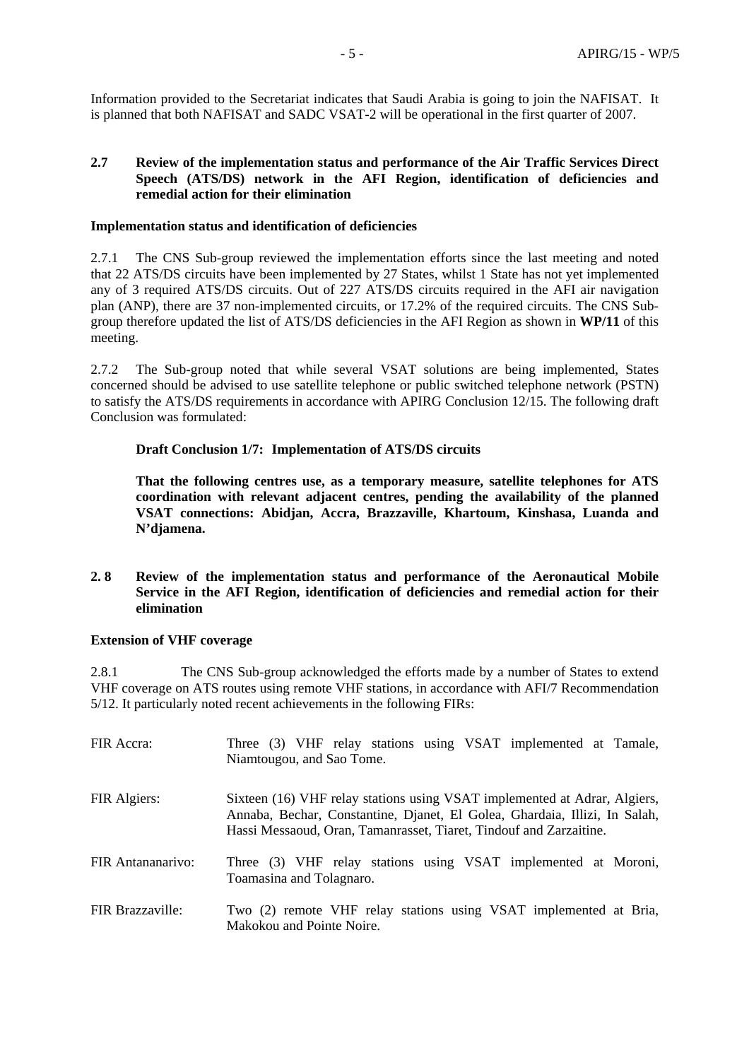Information provided to the Secretariat indicates that Saudi Arabia is going to join the NAFISAT. It is planned that both NAFISAT and SADC VSAT-2 will be operational in the first quarter of 2007.

**2.7 Review of the implementation status and performance of the Air Traffic Services Direct Speech (ATS/DS) network in the AFI Region, identification of deficiencies and remedial action for their elimination**

**Implementation status and identification of deficiencies**

2.7.1 The CNS Sub-group reviewed the implementation efforts since the last meeting and noted that 22 ATS/DS circuits have been implemented by 27 States, whilst 1 State has not yet implemented any of 3 required ATS/DS circuits. Out of 227 ATS/DS circuits required in the AFI air navigation plan (ANP), there are 37 non-implemented circuits, or 17.2% of the required circuits. The CNS Sub-group therefore updated the list of ATS/DS deficiencies in the AFI Region as shown in **WP/11** of this meeting.

2.7.2 The Sub-group noted that while several VSAT solutions are being implemented, States concerned should be advised to use satellite telephone or public switched telephone network (PSTN) to satisfy the ATS/DS requirements in accordance with APIRG Conclusion 12/15. The following draft Conclusion was formulated:

> **Draft Conclusion 1/7: Implementation of ATS/DS circuits**
>
> **That the following centres use, as a temporary measure, satellite telephones for ATS coordination with relevant adjacent centres, pending the availability of the planned VSAT connections: Abidjan, Accra, Brazzaville, Khartoum, Kinshasa, Luanda and N'djamena.**

**2. 8 Review of the implementation status and performance of the Aeronautical Mobile Service in the AFI Region, identification of deficiencies and remedial action for their elimination**

**Extension of VHF coverage**

2.8.1 The CNS Sub-group acknowledged the efforts made by a number of States to extend VHF coverage on ATS routes using remote VHF stations, in accordance with AFI/7 Recommendation 5/12. It particularly noted recent achievements in the following FIRs:

| | |
|---|---|
| FIR Accra: | Three (3) VHF relay stations using VSAT implemented at Tamale, Niamtougou, and Sao Tome. |
| FIR Algiers: | Sixteen (16) VHF relay stations using VSAT implemented at Adrar, Algiers, Annaba, Bechar, Constantine, Djanet, El Golea, Ghardaia, Illizi, In Salah, Hassi Messaoud, Oran, Tamanrasset, Tiaret, Tindouf and Zarzaitine. |
| FIR Antananarivo: | Three (3) VHF relay stations using VSAT implemented at Moroni, Toamasina and Tolagnaro. |
| FIR Brazzaville: | Two (2) remote VHF relay stations using VSAT implemented at Bria, Makokou and Pointe Noire. |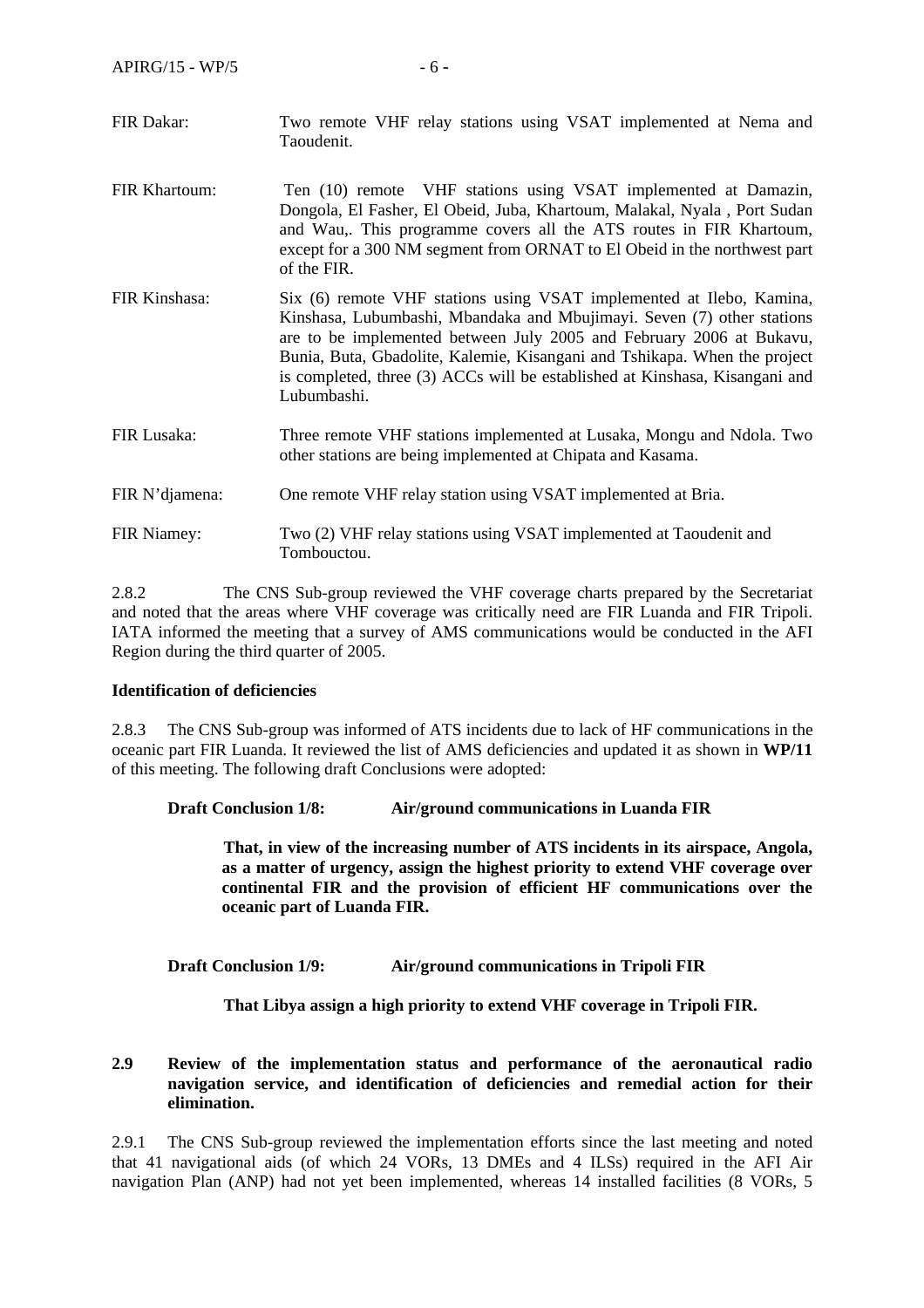| | |
|---|---|
| FIR Dakar: | Two remote VHF relay stations using VSAT implemented at Nema and Taoudenit. |
| FIR Khartoum: | Ten (10) remote VHF stations using VSAT implemented at Damazin, Dongola, El Fasher, El Obeid, Juba, Khartoum, Malakal, Nyala , Port Sudan and Wau,. This programme covers all the ATS routes in FIR Khartoum, except for a 300 NM segment from ORNAT to El Obeid in the northwest part of the FIR. |
| FIR Kinshasa: | Six (6) remote VHF stations using VSAT implemented at Ilebo, Kamina, Kinshasa, Lubumbashi, Mbandaka and Mbujimayi. Seven (7) other stations are to be implemented between July 2005 and February 2006 at Bukavu, Bunia, Buta, Gbadolite, Kalemie, Kisangani and Tshikapa. When the project is completed, three (3) ACCs will be established at Kinshasa, Kisangani and Lubumbashi. |
| FIR Lusaka: | Three remote VHF stations implemented at Lusaka, Mongu and Ndola. Two other stations are being implemented at Chipata and Kasama. |
| FIR N'djamena: | One remote VHF relay station using VSAT implemented at Bria. |
| FIR Niamey: | Two (2) VHF relay stations using VSAT implemented at Taoudenit and Tombouctou. |

2.8.2 The CNS Sub-group reviewed the VHF coverage charts prepared by the Secretariat and noted that the areas where VHF coverage was critically need are FIR Luanda and FIR Tripoli. IATA informed the meeting that a survey of AMS communications would be conducted in the AFI Region during the third quarter of 2005.

**Identification of deficiencies**

2.8.3 The CNS Sub-group was informed of ATS incidents due to lack of HF communications in the oceanic part FIR Luanda. It reviewed the list of AMS deficiencies and updated it as shown in **WP/11** of this meeting. The following draft Conclusions were adopted:

**Draft Conclusion 1/8: Air/ground communications in Luanda FIR**

> **That, in view of the increasing number of ATS incidents in its airspace, Angola, as a matter of urgency, assign the highest priority to extend VHF coverage over continental FIR and the provision of efficient HF communications over the oceanic part of Luanda FIR.**

**Draft Conclusion 1/9: Air/ground communications in Tripoli FIR**

> **That Libya assign a high priority to extend VHF coverage in Tripoli FIR.**

**2.9 Review of the implementation status and performance of the aeronautical radio navigation service, and identification of deficiencies and remedial action for their elimination.**

2.9.1 The CNS Sub-group reviewed the implementation efforts since the last meeting and noted that 41 navigational aids (of which 24 VORs, 13 DMEs and 4 ILSs) required in the AFI Air navigation Plan (ANP) had not yet been implemented, whereas 14 installed facilities (8 VORs, 5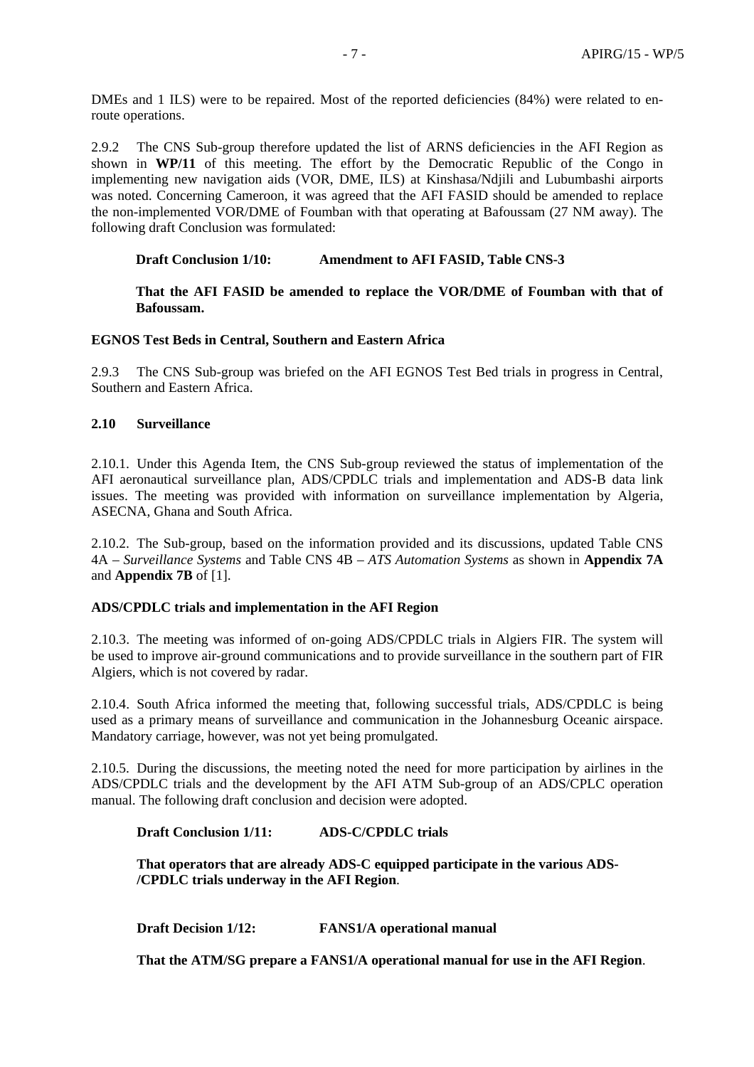DMEs and 1 ILS) were to be repaired. Most of the reported deficiencies (84%) were related to en-route operations.

2.9.2 The CNS Sub-group therefore updated the list of ARNS deficiencies in the AFI Region as shown in **WP/11** of this meeting. The effort by the Democratic Republic of the Congo in implementing new navigation aids (VOR, DME, ILS) at Kinshasa/Ndjili and Lubumbashi airports was noted. Concerning Cameroon, it was agreed that the AFI FASID should be amended to replace the non-implemented VOR/DME of Foumban with that operating at Bafoussam (27 NM away). The following draft Conclusion was formulated:

**Draft Conclusion 1/10: Amendment to AFI FASID, Table CNS-3**

**That the AFI FASID be amended to replace the VOR/DME of Foumban with that of Bafoussam.**

**EGNOS Test Beds in Central, Southern and Eastern Africa**

2.9.3 The CNS Sub-group was briefed on the AFI EGNOS Test Bed trials in progress in Central, Southern and Eastern Africa.

**2.10 Surveillance**

2.10.1. Under this Agenda Item, the CNS Sub-group reviewed the status of implementation of the AFI aeronautical surveillance plan, ADS/CPDLC trials and implementation and ADS-B data link issues. The meeting was provided with information on surveillance implementation by Algeria, ASECNA, Ghana and South Africa.

2.10.2. The Sub-group, based on the information provided and its discussions, updated Table CNS 4A – *Surveillance Systems* and Table CNS 4B – *ATS Automation Systems* as shown in **Appendix 7A** and **Appendix 7B** of [1].

**ADS/CPDLC trials and implementation in the AFI Region**

2.10.3. The meeting was informed of on-going ADS/CPDLC trials in Algiers FIR. The system will be used to improve air-ground communications and to provide surveillance in the southern part of FIR Algiers, which is not covered by radar.

2.10.4. South Africa informed the meeting that, following successful trials, ADS/CPDLC is being used as a primary means of surveillance and communication in the Johannesburg Oceanic airspace. Mandatory carriage, however, was not yet being promulgated.

2.10.5. During the discussions, the meeting noted the need for more participation by airlines in the ADS/CPDLC trials and the development by the AFI ATM Sub-group of an ADS/CPLC operation manual. The following draft conclusion and decision were adopted.

**Draft Conclusion 1/11: ADS-C/CPDLC trials**

**That operators that are already ADS-C equipped participate in the various ADS-/CPDLC trials underway in the AFI Region**.

**Draft Decision 1/12: FANS1/A operational manual**

**That the ATM/SG prepare a FANS1/A operational manual for use in the AFI Region**.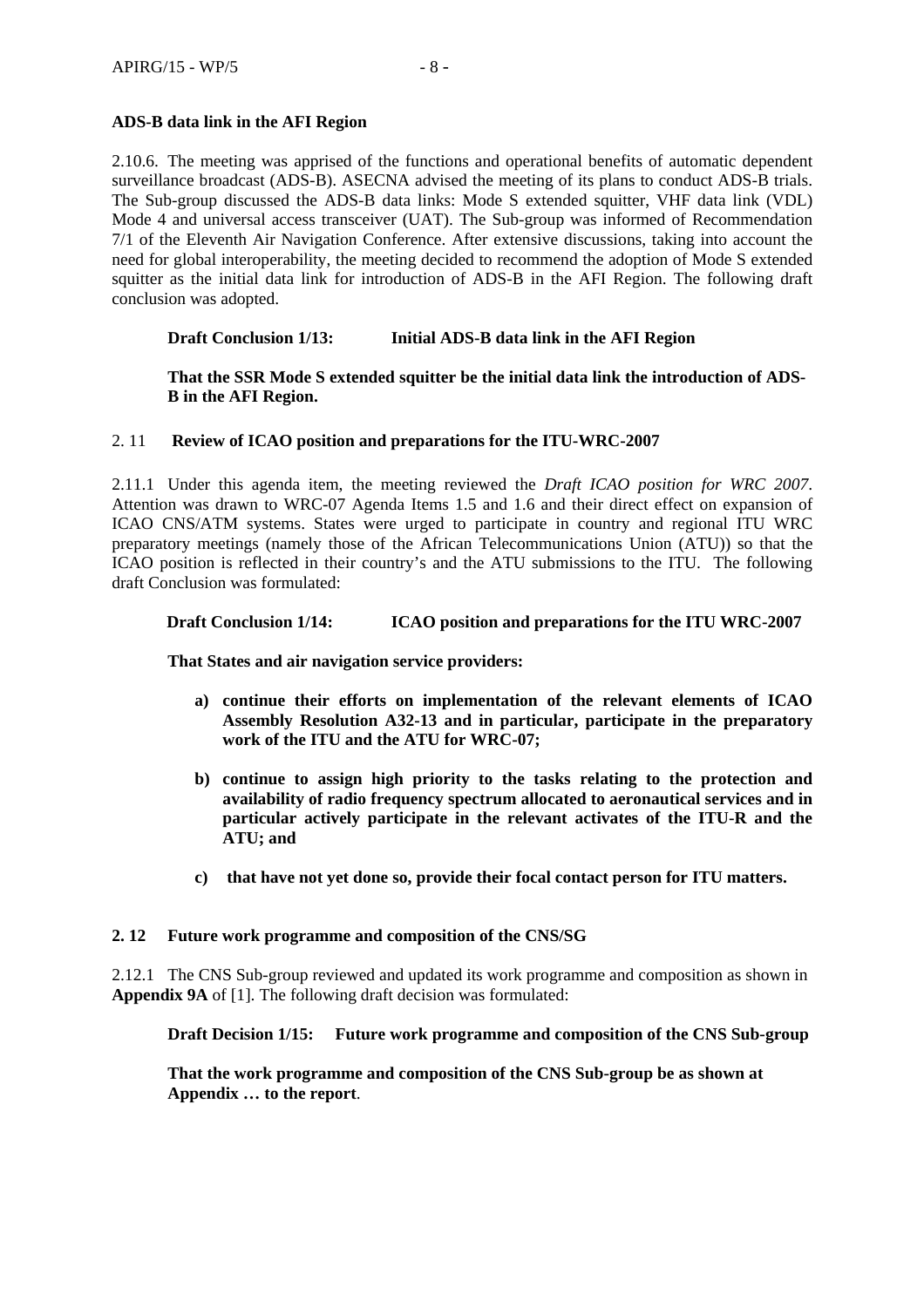**ADS-B data link in the AFI Region**

2.10.6. The meeting was apprised of the functions and operational benefits of automatic dependent surveillance broadcast (ADS-B). ASECNA advised the meeting of its plans to conduct ADS-B trials. The Sub-group discussed the ADS-B data links: Mode S extended squitter, VHF data link (VDL) Mode 4 and universal access transceiver (UAT). The Sub-group was informed of Recommendation 7/1 of the Eleventh Air Navigation Conference. After extensive discussions, taking into account the need for global interoperability, the meeting decided to recommend the adoption of Mode S extended squitter as the initial data link for introduction of ADS-B in the AFI Region. The following draft conclusion was adopted.

**Draft Conclusion 1/13: Initial ADS-B data link in the AFI Region**

**That the SSR Mode S extended squitter be the initial data link the introduction of ADS-B in the AFI Region.**

## 2. 11 Review of ICAO position and preparations for the ITU-WRC-2007

2.11.1 Under this agenda item, the meeting reviewed the *Draft ICAO position for WRC 2007*. Attention was drawn to WRC-07 Agenda Items 1.5 and 1.6 and their direct effect on expansion of ICAO CNS/ATM systems. States were urged to participate in country and regional ITU WRC preparatory meetings (namely those of the African Telecommunications Union (ATU)) so that the ICAO position is reflected in their country's and the ATU submissions to the ITU. The following draft Conclusion was formulated:

**Draft Conclusion 1/14: ICAO position and preparations for the ITU WRC-2007**

**That States and air navigation service providers:**

a) **continue their efforts on implementation of the relevant elements of ICAO Assembly Resolution A32-13 and in particular, participate in the preparatory work of the ITU and the ATU for WRC-07;**

b) **continue to assign high priority to the tasks relating to the protection and availability of radio frequency spectrum allocated to aeronautical services and in particular actively participate in the relevant activates of the ITU-R and the ATU; and**

c) **that have not yet done so, provide their focal contact person for ITU matters.**

## 2. 12 Future work programme and composition of the CNS/SG

2.12.1 The CNS Sub-group reviewed and updated its work programme and composition as shown in **Appendix 9A** of [1]. The following draft decision was formulated:

**Draft Decision 1/15: Future work programme and composition of the CNS Sub-group**

**That the work programme and composition of the CNS Sub-group be as shown at Appendix … to the report**.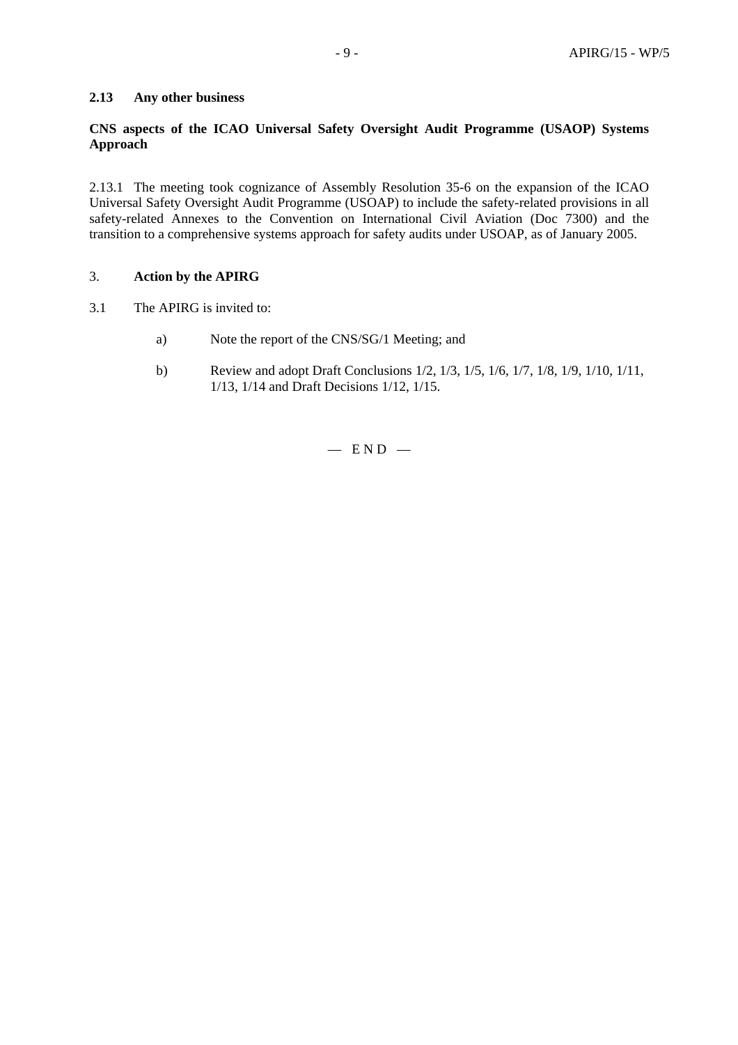**2.13 Any other business**

**CNS aspects of the ICAO Universal Safety Oversight Audit Programme (USAOP) Systems Approach**

2.13.1 The meeting took cognizance of Assembly Resolution 35-6 on the expansion of the ICAO Universal Safety Oversight Audit Programme (USOAP) to include the safety-related provisions in all safety-related Annexes to the Convention on International Civil Aviation (Doc 7300) and the transition to a comprehensive systems approach for safety audits under USOAP, as of January 2005.

3. **Action by the APIRG**

3.1 The APIRG is invited to:

a) Note the report of the CNS/SG/1 Meeting; and

b) Review and adopt Draft Conclusions 1/2, 1/3, 1/5, 1/6, 1/7, 1/8, 1/9, 1/10, 1/11, 1/13, 1/14 and Draft Decisions 1/12, 1/15.

— END —